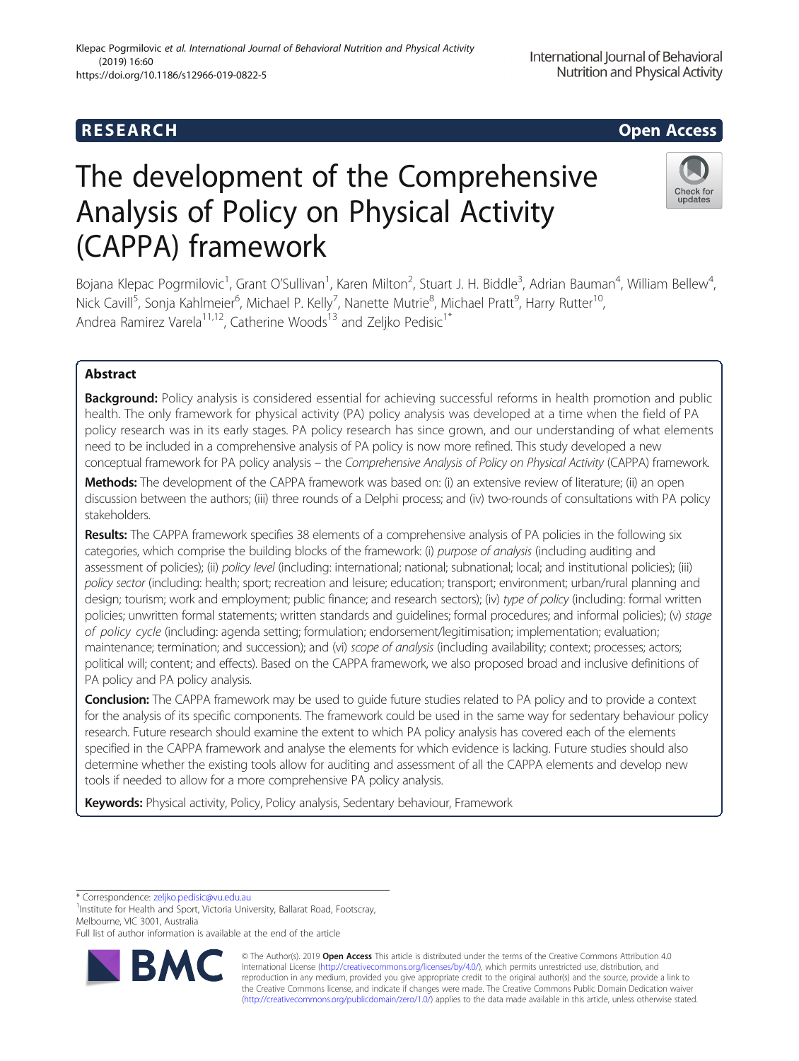**RESEARCH** **Open Access**

# The development of the Comprehensive Analysis of Policy on Physical Activity (CAPPA) framework

Bojana Klepac Pogrmilovic[1], Grant O'Sullivan[1], Karen Milton[2], Stuart J. H. Biddle[3], Adrian Bauman[4], William Bellew[4], Nick Cavill[5], Sonja Kahlmeier[6], Michael P. Kelly[7], Nanette Mutrie[8], Michael Pratt[9], Harry Rutter[10], Andrea Ramirez Varela[11,12], Catherine Woods[13] and Zeljko Pedisic[1*]

## Abstract

**Background:** Policy analysis is considered essential for achieving successful reforms in health promotion and public health. The only framework for physical activity (PA) policy analysis was developed at a time when the field of PA policy research was in its early stages. PA policy research has since grown, and our understanding of what elements need to be included in a comprehensive analysis of PA policy is now more refined. This study developed a new conceptual framework for PA policy analysis – the *Comprehensive Analysis of Policy on Physical Activity* (CAPPA) framework.

**Methods:** The development of the CAPPA framework was based on: (i) an extensive review of literature; (ii) an open discussion between the authors; (iii) three rounds of a Delphi process; and (iv) two-rounds of consultations with PA policy stakeholders.

**Results:** The CAPPA framework specifies 38 elements of a comprehensive analysis of PA policies in the following six categories, which comprise the building blocks of the framework: (i) *purpose of analysis* (including auditing and assessment of policies); (ii) *policy level* (including: international; national; subnational; local; and institutional policies); (iii) *policy sector* (including: health; sport; recreation and leisure; education; transport; environment; urban/rural planning and design; tourism; work and employment; public finance; and research sectors); (iv) *type of policy* (including: formal written policies; unwritten formal statements; written standards and guidelines; formal procedures; and informal policies); (v) *stage of policy cycle* (including: agenda setting; formulation; endorsement/legitimisation; implementation; evaluation; maintenance; termination; and succession); and (vi) *scope of analysis* (including availability; context; processes; actors; political will; content; and effects). Based on the CAPPA framework, we also proposed broad and inclusive definitions of PA policy and PA policy analysis.

**Conclusion:** The CAPPA framework may be used to guide future studies related to PA policy and to provide a context for the analysis of its specific components. The framework could be used in the same way for sedentary behaviour policy research. Future research should examine the extent to which PA policy analysis has covered each of the elements specified in the CAPPA framework and analyse the elements for which evidence is lacking. Future studies should also determine whether the existing tools allow for auditing and assessment of all the CAPPA elements and develop new tools if needed to allow for a more comprehensive PA policy analysis.

**Keywords:** Physical activity, Policy, Policy analysis, Sedentary behaviour, Framework

* Correspondence: zeljko.pedisic@vu.edu.au
[1]Institute for Health and Sport, Victoria University, Ballarat Road, Footscray, Melbourne, VIC 3001, Australia
Full list of author information is available at the end of the article

© The Author(s). 2019 **Open Access** This article is distributed under the terms of the Creative Commons Attribution 4.0 International License (http://creativecommons.org/licenses/by/4.0/), which permits unrestricted use, distribution, and reproduction in any medium, provided you give appropriate credit to the original author(s) and the source, provide a link to the Creative Commons license, and indicate if changes were made. The Creative Commons Public Domain Dedication waiver (http://creativecommons.org/publicdomain/zero/1.0/) applies to the data made available in this article, unless otherwise stated.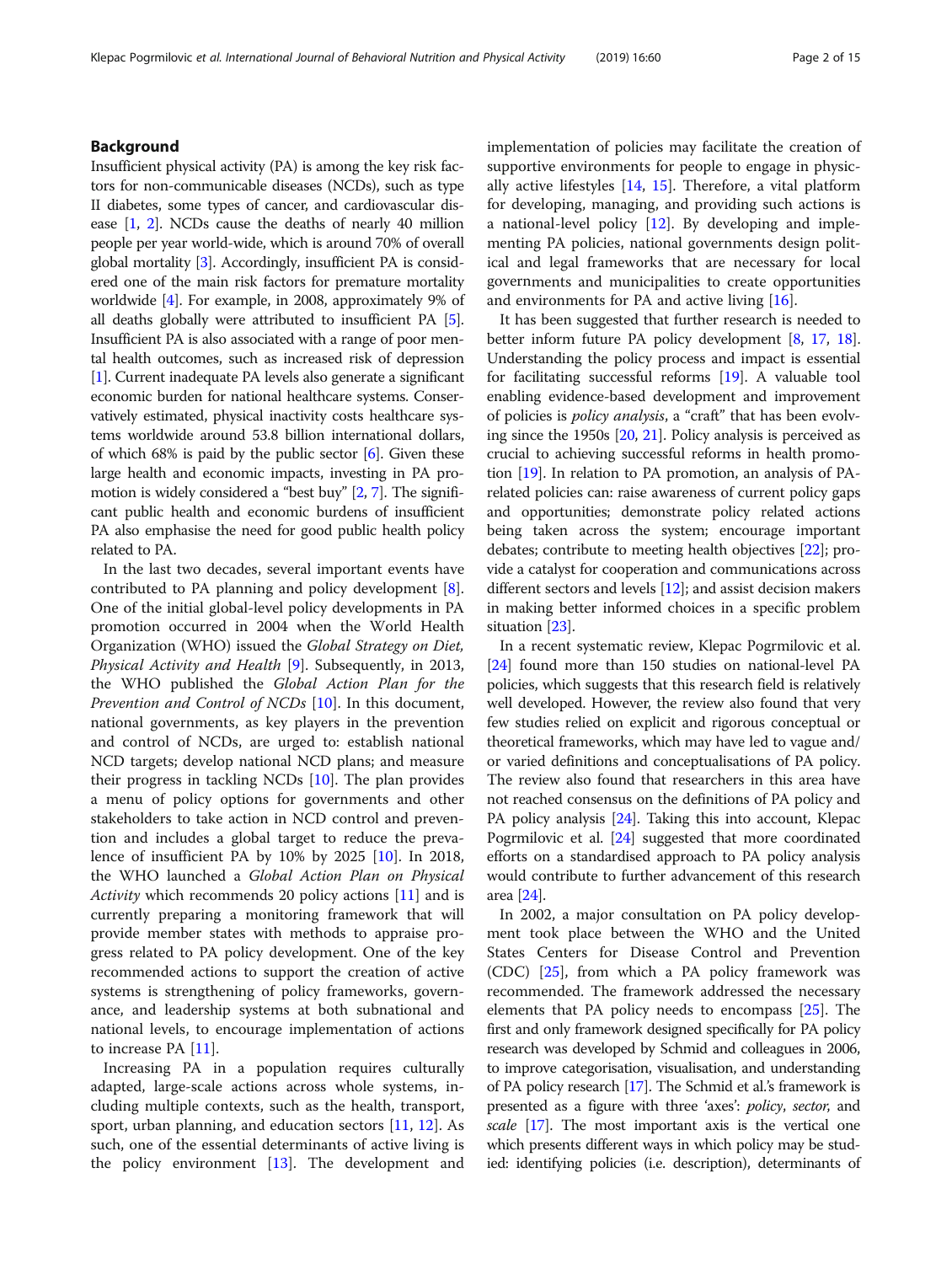## Background

Insufficient physical activity (PA) is among the key risk factors for non-communicable diseases (NCDs), such as type II diabetes, some types of cancer, and cardiovascular disease [1, 2]. NCDs cause the deaths of nearly 40 million people per year world-wide, which is around 70% of overall global mortality [3]. Accordingly, insufficient PA is considered one of the main risk factors for premature mortality worldwide [4]. For example, in 2008, approximately 9% of all deaths globally were attributed to insufficient PA [5]. Insufficient PA is also associated with a range of poor mental health outcomes, such as increased risk of depression [1]. Current inadequate PA levels also generate a significant economic burden for national healthcare systems. Conservatively estimated, physical inactivity costs healthcare systems worldwide around 53.8 billion international dollars, of which 68% is paid by the public sector [6]. Given these large health and economic impacts, investing in PA promotion is widely considered a "best buy" [2, 7]. The significant public health and economic burdens of insufficient PA also emphasise the need for good public health policy related to PA.

In the last two decades, several important events have contributed to PA planning and policy development [8]. One of the initial global-level policy developments in PA promotion occurred in 2004 when the World Health Organization (WHO) issued the *Global Strategy on Diet, Physical Activity and Health* [9]. Subsequently, in 2013, the WHO published the *Global Action Plan for the Prevention and Control of NCDs* [10]. In this document, national governments, as key players in the prevention and control of NCDs, are urged to: establish national NCD targets; develop national NCD plans; and measure their progress in tackling NCDs [10]. The plan provides a menu of policy options for governments and other stakeholders to take action in NCD control and prevention and includes a global target to reduce the prevalence of insufficient PA by 10% by 2025 [10]. In 2018, the WHO launched a *Global Action Plan on Physical Activity* which recommends 20 policy actions [11] and is currently preparing a monitoring framework that will provide member states with methods to appraise progress related to PA policy development. One of the key recommended actions to support the creation of active systems is strengthening of policy frameworks, governance, and leadership systems at both subnational and national levels, to encourage implementation of actions to increase PA [11].

Increasing PA in a population requires culturally adapted, large-scale actions across whole systems, including multiple contexts, such as the health, transport, sport, urban planning, and education sectors [11, 12]. As such, one of the essential determinants of active living is the policy environment [13]. The development and implementation of policies may facilitate the creation of supportive environments for people to engage in physically active lifestyles [14, 15]. Therefore, a vital platform for developing, managing, and providing such actions is a national-level policy [12]. By developing and implementing PA policies, national governments design political and legal frameworks that are necessary for local governments and municipalities to create opportunities and environments for PA and active living [16].

It has been suggested that further research is needed to better inform future PA policy development [8, 17, 18]. Understanding the policy process and impact is essential for facilitating successful reforms [19]. A valuable tool enabling evidence-based development and improvement of policies is *policy analysis*, a "craft" that has been evolving since the 1950s [20, 21]. Policy analysis is perceived as crucial to achieving successful reforms in health promotion [19]. In relation to PA promotion, an analysis of PA-related policies can: raise awareness of current policy gaps and opportunities; demonstrate policy related actions being taken across the system; encourage important debates; contribute to meeting health objectives [22]; provide a catalyst for cooperation and communications across different sectors and levels [12]; and assist decision makers in making better informed choices in a specific problem situation [23].

In a recent systematic review, Klepac Pogrmilovic et al. [24] found more than 150 studies on national-level PA policies, which suggests that this research field is relatively well developed. However, the review also found that very few studies relied on explicit and rigorous conceptual or theoretical frameworks, which may have led to vague and/or varied definitions and conceptualisations of PA policy. The review also found that researchers in this area have not reached consensus on the definitions of PA policy and PA policy analysis [24]. Taking this into account, Klepac Pogrmilovic et al. [24] suggested that more coordinated efforts on a standardised approach to PA policy analysis would contribute to further advancement of this research area [24].

In 2002, a major consultation on PA policy development took place between the WHO and the United States Centers for Disease Control and Prevention (CDC) [25], from which a PA policy framework was recommended. The framework addressed the necessary elements that PA policy needs to encompass [25]. The first and only framework designed specifically for PA policy research was developed by Schmid and colleagues in 2006, to improve categorisation, visualisation, and understanding of PA policy research [17]. The Schmid et al.'s framework is presented as a figure with three 'axes': *policy*, *sector*, and *scale* [17]. The most important axis is the vertical one which presents different ways in which policy may be studied: identifying policies (i.e. description), determinants of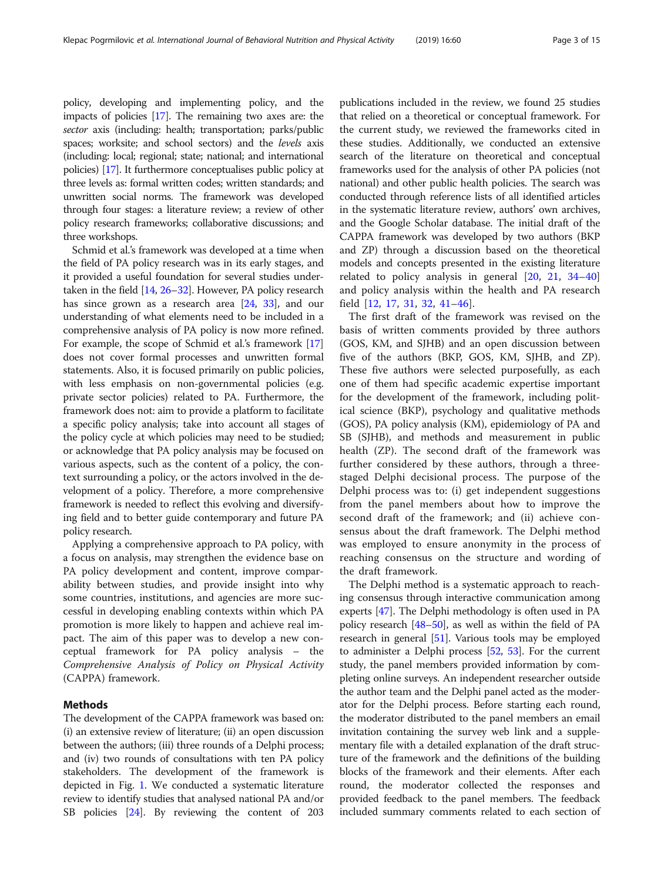policy, developing and implementing policy, and the impacts of policies [17]. The remaining two axes are: the *sector* axis (including: health; transportation; parks/public spaces; worksite; and school sectors) and the *levels* axis (including: local; regional; state; national; and international policies) [17]. It furthermore conceptualises public policy at three levels as: formal written codes; written standards; and unwritten social norms. The framework was developed through four stages: a literature review; a review of other policy research frameworks; collaborative discussions; and three workshops.

Schmid et al.'s framework was developed at a time when the field of PA policy research was in its early stages, and it provided a useful foundation for several studies undertaken in the field [14, 26–32]. However, PA policy research has since grown as a research area [24, 33], and our understanding of what elements need to be included in a comprehensive analysis of PA policy is now more refined. For example, the scope of Schmid et al.'s framework [17] does not cover formal processes and unwritten formal statements. Also, it is focused primarily on public policies, with less emphasis on non-governmental policies (e.g. private sector policies) related to PA. Furthermore, the framework does not: aim to provide a platform to facilitate a specific policy analysis; take into account all stages of the policy cycle at which policies may need to be studied; or acknowledge that PA policy analysis may be focused on various aspects, such as the content of a policy, the context surrounding a policy, or the actors involved in the development of a policy. Therefore, a more comprehensive framework is needed to reflect this evolving and diversifying field and to better guide contemporary and future PA policy research.

Applying a comprehensive approach to PA policy, with a focus on analysis, may strengthen the evidence base on PA policy development and content, improve comparability between studies, and provide insight into why some countries, institutions, and agencies are more successful in developing enabling contexts within which PA promotion is more likely to happen and achieve real impact. The aim of this paper was to develop a new conceptual framework for PA policy analysis – the *Comprehensive Analysis of Policy on Physical Activity* (CAPPA) framework.

## Methods

The development of the CAPPA framework was based on: (i) an extensive review of literature; (ii) an open discussion between the authors; (iii) three rounds of a Delphi process; and (iv) two rounds of consultations with ten PA policy stakeholders. The development of the framework is depicted in Fig. 1. We conducted a systematic literature review to identify studies that analysed national PA and/or SB policies [24]. By reviewing the content of 203 publications included in the review, we found 25 studies that relied on a theoretical or conceptual framework. For the current study, we reviewed the frameworks cited in these studies. Additionally, we conducted an extensive search of the literature on theoretical and conceptual frameworks used for the analysis of other PA policies (not national) and other public health policies. The search was conducted through reference lists of all identified articles in the systematic literature review, authors' own archives, and the Google Scholar database. The initial draft of the CAPPA framework was developed by two authors (BKP and ZP) through a discussion based on the theoretical models and concepts presented in the existing literature related to policy analysis in general [20, 21, 34–40] and policy analysis within the health and PA research field [12, 17, 31, 32, 41–46].

The first draft of the framework was revised on the basis of written comments provided by three authors (GOS, KM, and SJHB) and an open discussion between five of the authors (BKP, GOS, KM, SJHB, and ZP). These five authors were selected purposefully, as each one of them had specific academic expertise important for the development of the framework, including political science (BKP), psychology and qualitative methods (GOS), PA policy analysis (KM), epidemiology of PA and SB (SJHB), and methods and measurement in public health (ZP). The second draft of the framework was further considered by these authors, through a three-staged Delphi decisional process. The purpose of the Delphi process was to: (i) get independent suggestions from the panel members about how to improve the second draft of the framework; and (ii) achieve consensus about the draft framework. The Delphi method was employed to ensure anonymity in the process of reaching consensus on the structure and wording of the draft framework.

The Delphi method is a systematic approach to reaching consensus through interactive communication among experts [47]. The Delphi methodology is often used in PA policy research [48–50], as well as within the field of PA research in general [51]. Various tools may be employed to administer a Delphi process [52, 53]. For the current study, the panel members provided information by completing online surveys. An independent researcher outside the author team and the Delphi panel acted as the moderator for the Delphi process. Before starting each round, the moderator distributed to the panel members an email invitation containing the survey web link and a supplementary file with a detailed explanation of the draft structure of the framework and the definitions of the building blocks of the framework and their elements. After each round, the moderator collected the responses and provided feedback to the panel members. The feedback included summary comments related to each section of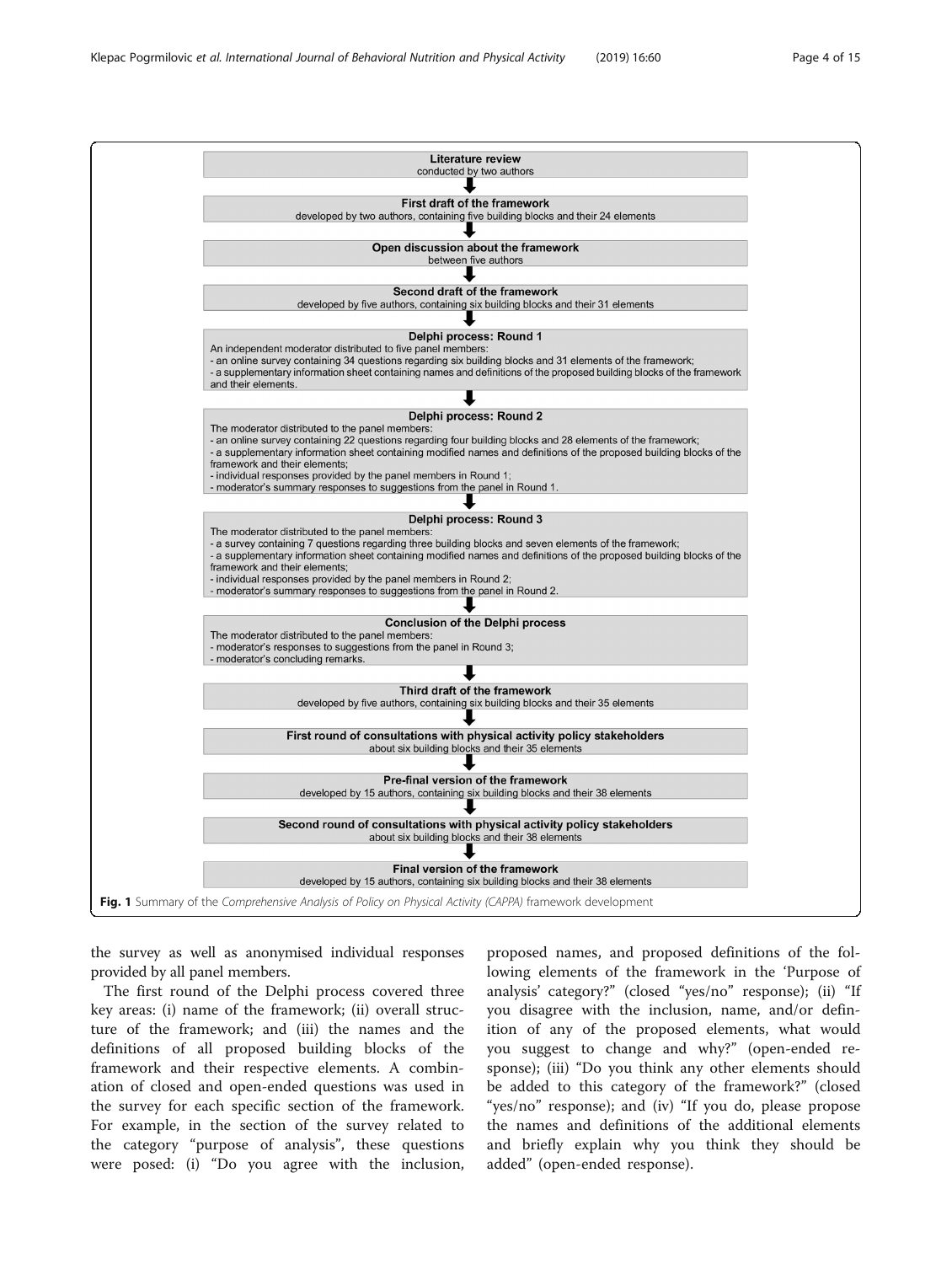**Literature review**
conducted by two authors

↓

**First draft of the framework**
developed by two authors, containing five building blocks and their 24 elements

↓

**Open discussion about the framework**
between five authors

↓

**Second draft of the framework**
developed by five authors, containing six building blocks and their 31 elements

↓

**Delphi process: Round 1**
An independent moderator distributed to five panel members:
- an online survey containing 34 questions regarding six building blocks and 31 elements of the framework;
- a supplementary information sheet containing names and definitions of the proposed building blocks of the framework and their elements.

↓

**Delphi process: Round 2**
The moderator distributed to the panel members:
- an online survey containing 22 questions regarding four building blocks and 28 elements of the framework;
- a supplementary information sheet containing modified names and definitions of the proposed building blocks of the framework and their elements;
- individual responses provided by the panel members in Round 1;
- moderator's summary responses to suggestions from the panel in Round 1.

↓

**Delphi process: Round 3**
The moderator distributed to the panel members:
- a survey containing 7 questions regarding three building blocks and seven elements of the framework;
- a supplementary information sheet containing modified names and definitions of the proposed building blocks of the framework and their elements;
- individual responses provided by the panel members in Round 2;
- moderator's summary responses to suggestions from the panel in Round 2.

↓

**Conclusion of the Delphi process**
The moderator distributed to the panel members:
- moderator's responses to suggestions from the panel in Round 3;
- moderator's concluding remarks.

↓

**Third draft of the framework**
developed by five authors, containing six building blocks and their 35 elements

↓

**First round of consultations with physical activity policy stakeholders**
about six building blocks and their 35 elements

↓

**Pre-final version of the framework**
developed by 15 authors, containing six building blocks and their 38 elements

↓

**Second round of consultations with physical activity policy stakeholders**
about six building blocks and their 38 elements

↓

**Final version of the framework**
developed by 15 authors, containing six building blocks and their 38 elements

**Fig. 1** Summary of the *Comprehensive Analysis of Policy on Physical Activity (CAPPA)* framework development

the survey as well as anonymised individual responses provided by all panel members.

The first round of the Delphi process covered three key areas: (i) name of the framework; (ii) overall structure of the framework; and (iii) the names and the definitions of all proposed building blocks of the framework and their respective elements. A combination of closed and open-ended questions was used in the survey for each specific section of the framework. For example, in the section of the survey related to the category "purpose of analysis", these questions were posed: (i) "Do you agree with the inclusion, proposed names, and proposed definitions of the following elements of the framework in the 'Purpose of analysis' category?" (closed "yes/no" response); (ii) "If you disagree with the inclusion, name, and/or definition of any of the proposed elements, what would you suggest to change and why?" (open-ended response); (iii) "Do you think any other elements should be added to this category of the framework?" (closed "yes/no" response); and (iv) "If you do, please propose the names and definitions of the additional elements and briefly explain why you think they should be added" (open-ended response).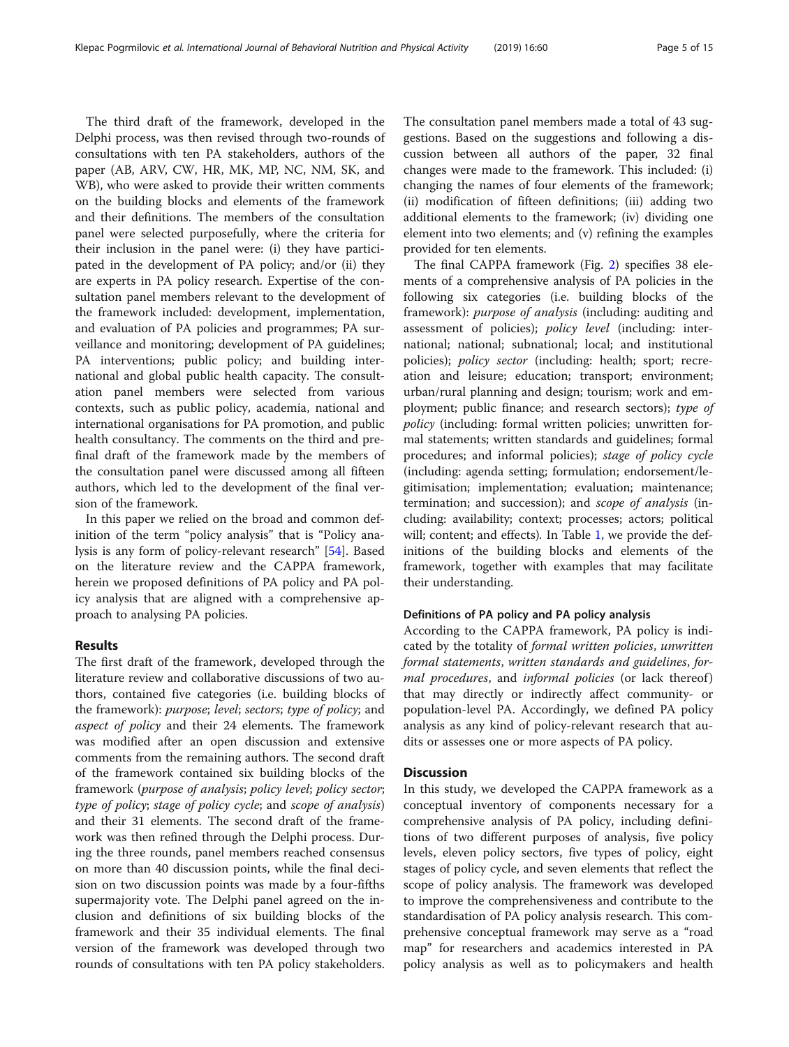The third draft of the framework, developed in the Delphi process, was then revised through two-rounds of consultations with ten PA stakeholders, authors of the paper (AB, ARV, CW, HR, MK, MP, NC, NM, SK, and WB), who were asked to provide their written comments on the building blocks and elements of the framework and their definitions. The members of the consultation panel were selected purposefully, where the criteria for their inclusion in the panel were: (i) they have participated in the development of PA policy; and/or (ii) they are experts in PA policy research. Expertise of the consultation panel members relevant to the development of the framework included: development, implementation, and evaluation of PA policies and programmes; PA surveillance and monitoring; development of PA guidelines; PA interventions; public policy; and building international and global public health capacity. The consultation panel members were selected from various contexts, such as public policy, academia, national and international organisations for PA promotion, and public health consultancy. The comments on the third and pre-final draft of the framework made by the members of the consultation panel were discussed among all fifteen authors, which led to the development of the final version of the framework.

In this paper we relied on the broad and common definition of the term "policy analysis" that is "Policy analysis is any form of policy-relevant research" [54]. Based on the literature review and the CAPPA framework, herein we proposed definitions of PA policy and PA policy analysis that are aligned with a comprehensive approach to analysing PA policies.

## Results

The first draft of the framework, developed through the literature review and collaborative discussions of two authors, contained five categories (i.e. building blocks of the framework): *purpose*; *level*; *sectors*; *type of policy*; and *aspect of policy* and their 24 elements. The framework was modified after an open discussion and extensive comments from the remaining authors. The second draft of the framework contained six building blocks of the framework (*purpose of analysis*; *policy level*; *policy sector*; *type of policy*; *stage of policy cycle*; and *scope of analysis*) and their 31 elements. The second draft of the framework was then refined through the Delphi process. During the three rounds, panel members reached consensus on more than 40 discussion points, while the final decision on two discussion points was made by a four-fifths supermajority vote. The Delphi panel agreed on the inclusion and definitions of six building blocks of the framework and their 35 individual elements. The final version of the framework was developed through two rounds of consultations with ten PA policy stakeholders. The consultation panel members made a total of 43 suggestions. Based on the suggestions and following a discussion between all authors of the paper, 32 final changes were made to the framework. This included: (i) changing the names of four elements of the framework; (ii) modification of fifteen definitions; (iii) adding two additional elements to the framework; (iv) dividing one element into two elements; and (v) refining the examples provided for ten elements.

The final CAPPA framework (Fig. 2) specifies 38 elements of a comprehensive analysis of PA policies in the following six categories (i.e. building blocks of the framework): *purpose of analysis* (including: auditing and assessment of policies); *policy level* (including: international; national; subnational; local; and institutional policies); *policy sector* (including: health; sport; recreation and leisure; education; transport; environment; urban/rural planning and design; tourism; work and employment; public finance; and research sectors); *type of policy* (including: formal written policies; unwritten formal statements; written standards and guidelines; formal procedures; and informal policies); *stage of policy cycle* (including: agenda setting; formulation; endorsement/legitimisation; implementation; evaluation; maintenance; termination; and succession); and *scope of analysis* (including: availability; context; processes; actors; political will; content; and effects). In Table 1, we provide the definitions of the building blocks and elements of the framework, together with examples that may facilitate their understanding.

### Definitions of PA policy and PA policy analysis

According to the CAPPA framework, PA policy is indicated by the totality of *formal written policies*, *unwritten formal statements*, *written standards and guidelines*, *formal procedures*, and *informal policies* (or lack thereof) that may directly or indirectly affect community- or population-level PA. Accordingly, we defined PA policy analysis as any kind of policy-relevant research that audits or assesses one or more aspects of PA policy.

## Discussion

In this study, we developed the CAPPA framework as a conceptual inventory of components necessary for a comprehensive analysis of PA policy, including definitions of two different purposes of analysis, five policy levels, eleven policy sectors, five types of policy, eight stages of policy cycle, and seven elements that reflect the scope of policy analysis. The framework was developed to improve the comprehensiveness and contribute to the standardisation of PA policy analysis research. This comprehensive conceptual framework may serve as a "road map" for researchers and academics interested in PA policy analysis as well as to policymakers and health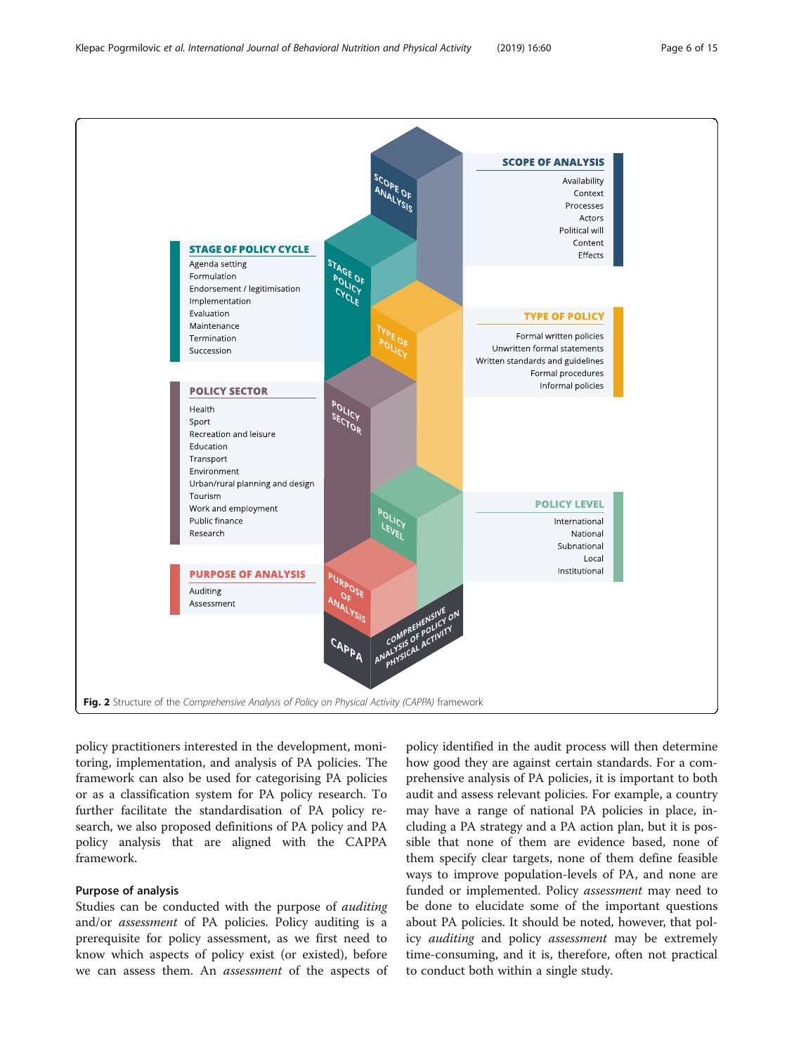**STAGE OF POLICY CYCLE**

- Agenda setting
- Formulation
- Endorsement / legitimisation
- Implementation
- Evaluation
- Maintenance
- Termination
- Succession

**POLICY SECTOR**

- Health
- Sport
- Recreation and leisure
- Education
- Transport
- Environment
- Urban/rural planning and design
- Tourism
- Work and employment
- Public finance
- Research

**PURPOSE OF ANALYSIS**

- Auditing
- Assessment

**SCOPE OF ANALYSIS**

- Availability
- Context
- Processes
- Actors
- Political will
- Content
- Effects

**TYPE OF POLICY**

- Formal written policies
- Unwritten formal statements
- Written standards and guidelines
- Formal procedures
- Informal policies

**POLICY LEVEL**

- International
- National
- Subnational
- Local
- Institutional

CAPPA – COMPREHENSIVE ANALYSIS OF POLICY ON PHYSICAL ACTIVITY

**Fig. 2** Structure of the *Comprehensive Analysis of Policy on Physical Activity (CAPPA)* framework

policy practitioners interested in the development, monitoring, implementation, and analysis of PA policies. The framework can also be used for categorising PA policies or as a classification system for PA policy research. To further facilitate the standardisation of PA policy research, we also proposed definitions of PA policy and PA policy analysis that are aligned with the CAPPA framework.

### Purpose of analysis

Studies can be conducted with the purpose of *auditing* and/or *assessment* of PA policies. Policy auditing is a prerequisite for policy assessment, as we first need to know which aspects of policy exist (or existed), before we can assess them. An *assessment* of the aspects of policy identified in the audit process will then determine how good they are against certain standards. For a comprehensive analysis of PA policies, it is important to both audit and assess relevant policies. For example, a country may have a range of national PA policies in place, including a PA strategy and a PA action plan, but it is possible that none of them are evidence based, none of them specify clear targets, none of them define feasible ways to improve population-levels of PA, and none are funded or implemented. Policy *assessment* may need to be done to elucidate some of the important questions about PA policies. It should be noted, however, that policy *auditing* and policy *assessment* may be extremely time-consuming, and it is, therefore, often not practical to conduct both within a single study.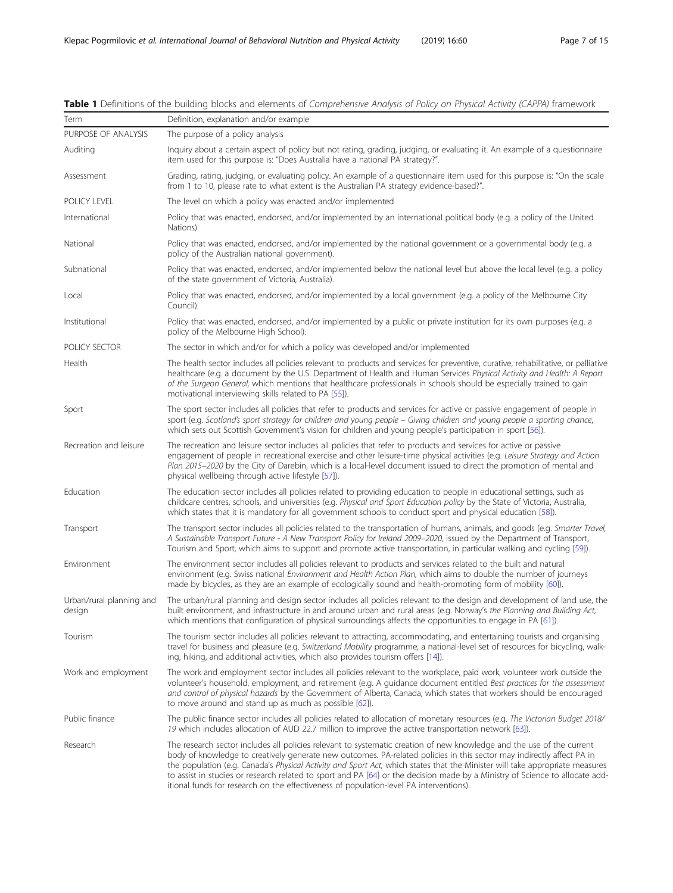**Table 1** Definitions of the building blocks and elements of *Comprehensive Analysis of Policy on Physical Activity (CAPPA)* framework

| Term | Definition, explanation and/or example |
|---|---|
| PURPOSE OF ANALYSIS | The purpose of a policy analysis |
| Auditing | Inquiry about a certain aspect of policy but not rating, grading, judging, or evaluating it. An example of a questionnaire item used for this purpose is: "Does Australia have a national PA strategy?". |
| Assessment | Grading, rating, judging, or evaluating policy. An example of a questionnaire item used for this purpose is: "On the scale from 1 to 10, please rate to what extent is the Australian PA strategy evidence-based?". |
| POLICY LEVEL | The level on which a policy was enacted and/or implemented |
| International | Policy that was enacted, endorsed, and/or implemented by an international political body (e.g. a policy of the United Nations). |
| National | Policy that was enacted, endorsed, and/or implemented by the national government or a governmental body (e.g. a policy of the Australian national government). |
| Subnational | Policy that was enacted, endorsed, and/or implemented below the national level but above the local level (e.g. a policy of the state government of Victoria, Australia). |
| Local | Policy that was enacted, endorsed, and/or implemented by a local government (e.g. a policy of the Melbourne City Council). |
| Institutional | Policy that was enacted, endorsed, and/or implemented by a public or private institution for its own purposes (e.g. a policy of the Melbourne High School). |
| POLICY SECTOR | The sector in which and/or for which a policy was developed and/or implemented |
| Health | The health sector includes all policies relevant to products and services for preventive, curative, rehabilitative, or palliative healthcare (e.g. a document by the U.S. Department of Health and Human Services *Physical Activity and Health: A Report of the Surgeon General*, which mentions that healthcare professionals in schools should be especially trained to gain motivational interviewing skills related to PA [55]). |
| Sport | The sport sector includes all policies that refer to products and services for active or passive engagement of people in sport (e.g. *Scotland's sport strategy for children and young people – Giving children and young people a sporting chance*, which sets out Scottish Government's vision for children and young people's participation in sport [56]). |
| Recreation and leisure | The recreation and leisure sector includes all policies that refer to products and services for active or passive engagement of people in recreational exercise and other leisure-time physical activities (e.g. *Leisure Strategy and Action Plan 2015–2020* by the City of Darebin, which is a local-level document issued to direct the promotion of mental and physical wellbeing through active lifestyle [57]). |
| Education | The education sector includes all policies related to providing education to people in educational settings, such as childcare centres, schools, and universities (e.g. *Physical and Sport Education policy* by the State of Victoria, Australia, which states that it is mandatory for all government schools to conduct sport and physical education [58]). |
| Transport | The transport sector includes all policies related to the transportation of humans, animals, and goods (e.g. *Smarter Travel, A Sustainable Transport Future - A New Transport Policy for Ireland 2009–2020*, issued by the Department of Transport, Tourism and Sport, which aims to support and promote active transportation, in particular walking and cycling [59]). |
| Environment | The environment sector includes all policies relevant to products and services related to the built and natural environment (e.g. Swiss national *Environment and Health Action Plan*, which aims to double the number of journeys made by bicycles, as they are an example of ecologically sound and health-promoting form of mobility [60]). |
| Urban/rural planning and design | The urban/rural planning and design sector includes all policies relevant to the design and development of land use, the built environment, and infrastructure in and around urban and rural areas (e.g. Norway's *the Planning and Building Act*, which mentions that configuration of physical surroundings affects the opportunities to engage in PA [61]). |
| Tourism | The tourism sector includes all policies relevant to attracting, accommodating, and entertaining tourists and organising travel for business and pleasure (e.g. *Switzerland Mobility* programme, a national-level set of resources for bicycling, walking, hiking, and additional activities, which also provides tourism offers [14]). |
| Work and employment | The work and employment sector includes all policies relevant to the workplace, paid work, volunteer work outside the volunteer's household, employment, and retirement (e.g. A guidance document entitled *Best practices for the assessment and control of physical hazards* by the Government of Alberta, Canada, which states that workers should be encouraged to move around and stand up as much as possible [62]). |
| Public finance | The public finance sector includes all policies related to allocation of monetary resources (e.g. *The Victorian Budget 2018/19* which includes allocation of AUD 22.7 million to improve the active transportation network [63]). |
| Research | The research sector includes all policies relevant to systematic creation of new knowledge and the use of the current body of knowledge to creatively generate new outcomes. PA-related policies in this sector may indirectly affect PA in the population (e.g. Canada's *Physical Activity and Sport Act*, which states that the Minister will take appropriate measures to assist in studies or research related to sport and PA [64] or the decision made by a Ministry of Science to allocate additional funds for research on the effectiveness of population-level PA interventions). |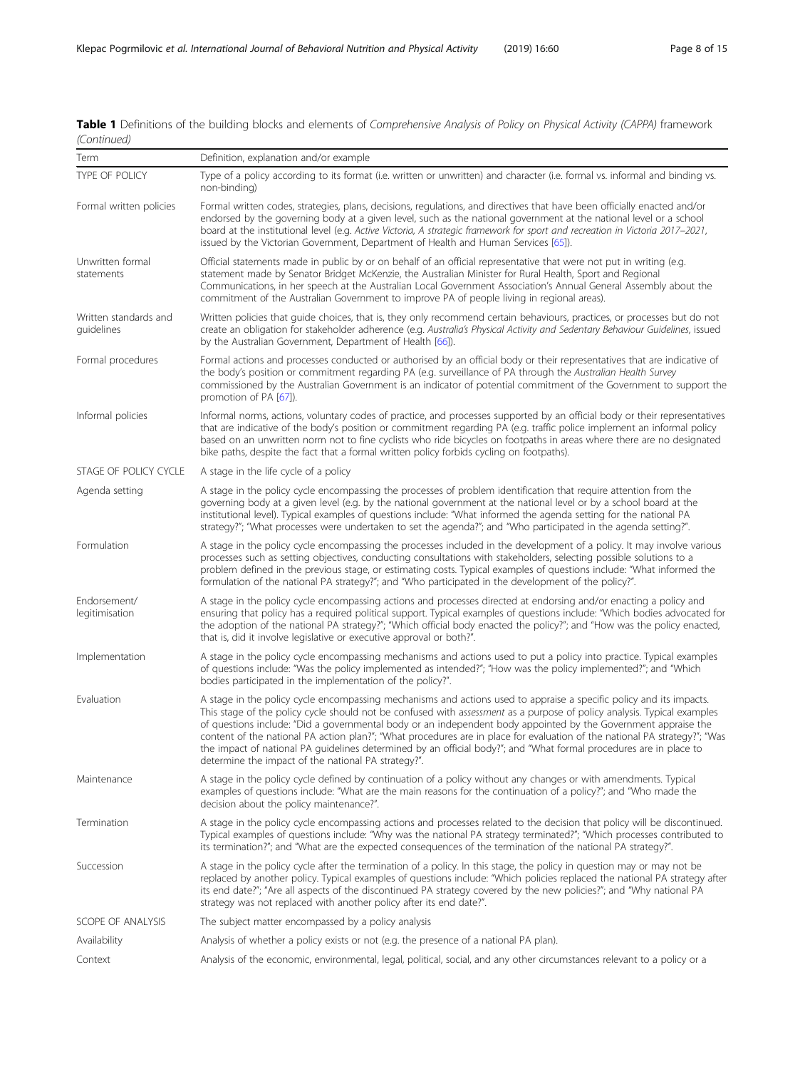**Table 1** Definitions of the building blocks and elements of *Comprehensive Analysis of Policy on Physical Activity (CAPPA)* framework *(Continued)*

| Term | Definition, explanation and/or example |
| --- | --- |
| TYPE OF POLICY | Type of a policy according to its format (i.e. written or unwritten) and character (i.e. formal vs. informal and binding vs. non-binding) |
| Formal written policies | Formal written codes, strategies, plans, decisions, regulations, and directives that have been officially enacted and/or endorsed by the governing body at a given level, such as the national government at the national level or a school board at the institutional level (e.g. *Active Victoria, A strategic framework for sport and recreation in Victoria 2017–2021*, issued by the Victorian Government, Department of Health and Human Services [65]). |
| Unwritten formal statements | Official statements made in public by or on behalf of an official representative that were not put in writing (e.g. statement made by Senator Bridget McKenzie, the Australian Minister for Rural Health, Sport and Regional Communications, in her speech at the Australian Local Government Association's Annual General Assembly about the commitment of the Australian Government to improve PA of people living in regional areas). |
| Written standards and guidelines | Written policies that guide choices, that is, they only recommend certain behaviours, practices, or processes but do not create an obligation for stakeholder adherence (e.g. *Australia's Physical Activity and Sedentary Behaviour Guidelines*, issued by the Australian Government, Department of Health [66]). |
| Formal procedures | Formal actions and processes conducted or authorised by an official body or their representatives that are indicative of the body's position or commitment regarding PA (e.g. surveillance of PA through the *Australian Health Survey* commissioned by the Australian Government is an indicator of potential commitment of the Government to support the promotion of PA [67]). |
| Informal policies | Informal norms, actions, voluntary codes of practice, and processes supported by an official body or their representatives that are indicative of the body's position or commitment regarding PA (e.g. traffic police implement an informal policy based on an unwritten norm not to fine cyclists who ride bicycles on footpaths in areas where there are no designated bike paths, despite the fact that a formal written policy forbids cycling on footpaths). |
| STAGE OF POLICY CYCLE | A stage in the life cycle of a policy |
| Agenda setting | A stage in the policy cycle encompassing the processes of problem identification that require attention from the governing body at a given level (e.g. by the national government at the national level or by a school board at the institutional level). Typical examples of questions include: "What informed the agenda setting for the national PA strategy?"; "What processes were undertaken to set the agenda?"; and "Who participated in the agenda setting?". |
| Formulation | A stage in the policy cycle encompassing the processes included in the development of a policy. It may involve various processes such as setting objectives, conducting consultations with stakeholders, selecting possible solutions to a problem defined in the previous stage, or estimating costs. Typical examples of questions include: "What informed the formulation of the national PA strategy?"; and "Who participated in the development of the policy?". |
| Endorsement/ legitimisation | A stage in the policy cycle encompassing actions and processes directed at endorsing and/or enacting a policy and ensuring that policy has a required political support. Typical examples of questions include: "Which bodies advocated for the adoption of the national PA strategy?"; "Which official body enacted the policy?"; and "How was the policy enacted, that is, did it involve legislative or executive approval or both?". |
| Implementation | A stage in the policy cycle encompassing mechanisms and actions used to put a policy into practice. Typical examples of questions include: "Was the policy implemented as intended?"; "How was the policy implemented?"; and "Which bodies participated in the implementation of the policy?". |
| Evaluation | A stage in the policy cycle encompassing mechanisms and actions used to appraise a specific policy and its impacts. This stage of the policy cycle should not be confused with *assessment* as a purpose of policy analysis. Typical examples of questions include: "Did a governmental body or an independent body appointed by the Government appraise the content of the national PA action plan?"; "What procedures are in place for evaluation of the national PA strategy?"; "Was the impact of national PA guidelines determined by an official body?"; and "What formal procedures are in place to determine the impact of the national PA strategy?". |
| Maintenance | A stage in the policy cycle defined by continuation of a policy without any changes or with amendments. Typical examples of questions include: "What are the main reasons for the continuation of a policy?"; and "Who made the decision about the policy maintenance?". |
| Termination | A stage in the policy cycle encompassing actions and processes related to the decision that policy will be discontinued. Typical examples of questions include: "Why was the national PA strategy terminated?"; "Which processes contributed to its termination?"; and "What are the expected consequences of the termination of the national PA strategy?". |
| Succession | A stage in the policy cycle after the termination of a policy. In this stage, the policy in question may or may not be replaced by another policy. Typical examples of questions include: "Which policies replaced the national PA strategy after its end date?"; "Are all aspects of the discontinued PA strategy covered by the new policies?"; and "Why national PA strategy was not replaced with another policy after its end date?". |
| SCOPE OF ANALYSIS | The subject matter encompassed by a policy analysis |
| Availability | Analysis of whether a policy exists or not (e.g. the presence of a national PA plan). |
| Context | Analysis of the economic, environmental, legal, political, social, and any other circumstances relevant to a policy or a |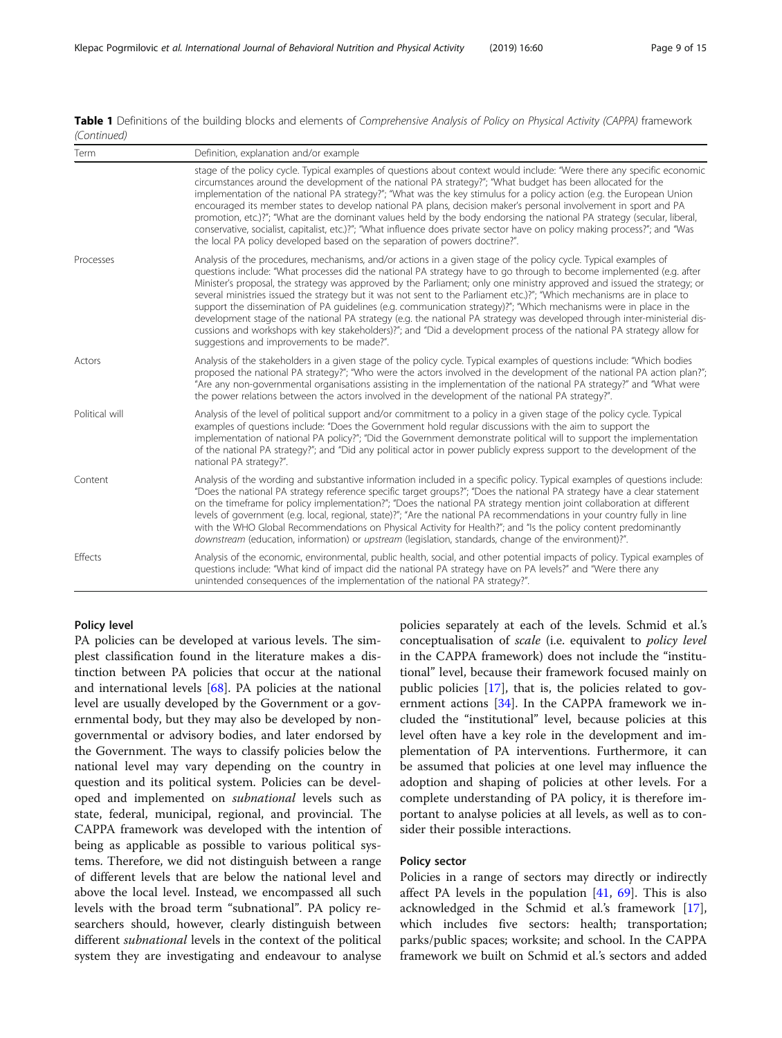**Table 1** Definitions of the building blocks and elements of *Comprehensive Analysis of Policy on Physical Activity (CAPPA)* framework *(Continued)*

| Term | Definition, explanation and/or example |
| --- | --- |
| | stage of the policy cycle. Typical examples of questions about context would include: "Were there any specific economic circumstances around the development of the national PA strategy?"; "What budget has been allocated for the implementation of the national PA strategy?"; "What was the key stimulus for a policy action (e.g. the European Union encouraged its member states to develop national PA plans, decision maker's personal involvement in sport and PA promotion, etc.)?"; "What are the dominant values held by the body endorsing the national PA strategy (secular, liberal, conservative, socialist, capitalist, etc.)?"; "What influence does private sector have on policy making process?"; and "Was the local PA policy developed based on the separation of powers doctrine?". |
| Processes | Analysis of the procedures, mechanisms, and/or actions in a given stage of the policy cycle. Typical examples of questions include: "What processes did the national PA strategy have to go through to become implemented (e.g. after Minister's proposal, the strategy was approved by the Parliament; only one ministry approved and issued the strategy; or several ministries issued the strategy but it was not sent to the Parliament etc.)?"; "Which mechanisms are in place to support the dissemination of PA guidelines (e.g. communication strategy)?"; "Which mechanisms were in place in the development stage of the national PA strategy (e.g. the national PA strategy was developed through inter-ministerial discussions and workshops with key stakeholders)?"; and "Did a development process of the national PA strategy allow for suggestions and improvements to be made?". |
| Actors | Analysis of the stakeholders in a given stage of the policy cycle. Typical examples of questions include: "Which bodies proposed the national PA strategy?"; "Who were the actors involved in the development of the national PA action plan?"; "Are any non-governmental organisations assisting in the implementation of the national PA strategy?" and "What were the power relations between the actors involved in the development of the national PA strategy?". |
| Political will | Analysis of the level of political support and/or commitment to a policy in a given stage of the policy cycle. Typical examples of questions include: "Does the Government hold regular discussions with the aim to support the implementation of national PA policy?"; "Did the Government demonstrate political will to support the implementation of the national PA strategy?"; and "Did any political actor in power publicly express support to the development of the national PA strategy?". |
| Content | Analysis of the wording and substantive information included in a specific policy. Typical examples of questions include: "Does the national PA strategy reference specific target groups?"; "Does the national PA strategy have a clear statement on the timeframe for policy implementation?"; "Does the national PA strategy mention joint collaboration at different levels of government (e.g. local, regional, state)?"; "Are the national PA recommendations in your country fully in line with the WHO Global Recommendations on Physical Activity for Health?"; and "Is the policy content predominantly *downstream* (education, information) or *upstream* (legislation, standards, change of the environment)?". |
| Effects | Analysis of the economic, environmental, public health, social, and other potential impacts of policy. Typical examples of questions include: "What kind of impact did the national PA strategy have on PA levels?" and "Were there any unintended consequences of the implementation of the national PA strategy?". |

### Policy level

PA policies can be developed at various levels. The simplest classification found in the literature makes a distinction between PA policies that occur at the national and international levels [68]. PA policies at the national level are usually developed by the Government or a governmental body, but they may also be developed by non-governmental or advisory bodies, and later endorsed by the Government. The ways to classify policies below the national level may vary depending on the country in question and its political system. Policies can be developed and implemented on *subnational* levels such as state, federal, municipal, regional, and provincial. The CAPPA framework was developed with the intention of being as applicable as possible to various political systems. Therefore, we did not distinguish between a range of different levels that are below the national level and above the local level. Instead, we encompassed all such levels with the broad term "subnational". PA policy researchers should, however, clearly distinguish between different *subnational* levels in the context of the political system they are investigating and endeavour to analyse policies separately at each of the levels. Schmid et al.'s conceptualisation of *scale* (i.e. equivalent to *policy level* in the CAPPA framework) does not include the "institutional" level, because their framework focused mainly on public policies [17], that is, the policies related to government actions [34]. In the CAPPA framework we included the "institutional" level, because policies at this level often have a key role in the development and implementation of PA interventions. Furthermore, it can be assumed that policies at one level may influence the adoption and shaping of policies at other levels. For a complete understanding of PA policy, it is therefore important to analyse policies at all levels, as well as to consider their possible interactions.

### Policy sector

Policies in a range of sectors may directly or indirectly affect PA levels in the population [41, 69]. This is also acknowledged in the Schmid et al.'s framework [17], which includes five sectors: health; transportation; parks/public spaces; worksite; and school. In the CAPPA framework we built on Schmid et al.'s sectors and added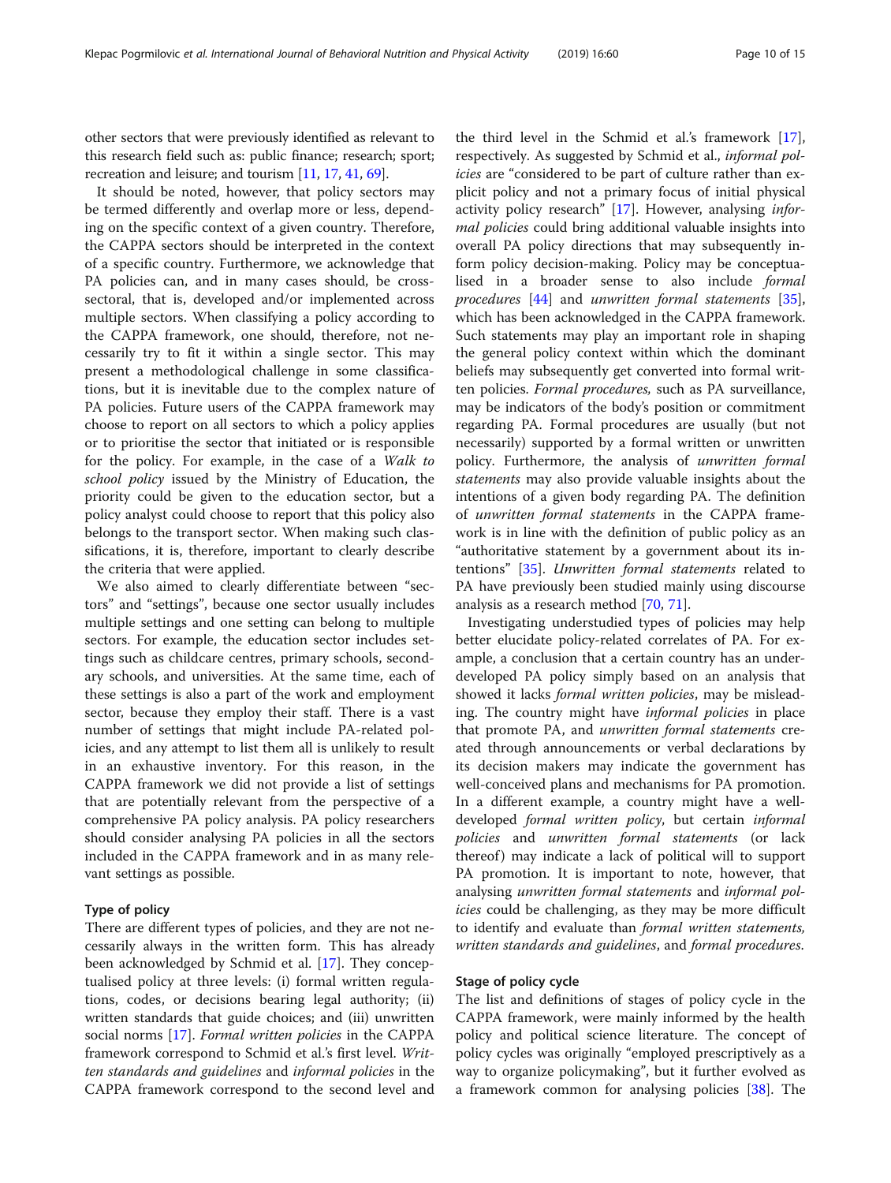other sectors that were previously identified as relevant to this research field such as: public finance; research; sport; recreation and leisure; and tourism [11, 17, 41, 69].

It should be noted, however, that policy sectors may be termed differently and overlap more or less, depending on the specific context of a given country. Therefore, the CAPPA sectors should be interpreted in the context of a specific country. Furthermore, we acknowledge that PA policies can, and in many cases should, be cross-sectoral, that is, developed and/or implemented across multiple sectors. When classifying a policy according to the CAPPA framework, one should, therefore, not necessarily try to fit it within a single sector. This may present a methodological challenge in some classifications, but it is inevitable due to the complex nature of PA policies. Future users of the CAPPA framework may choose to report on all sectors to which a policy applies or to prioritise the sector that initiated or is responsible for the policy. For example, in the case of a *Walk to school policy* issued by the Ministry of Education, the priority could be given to the education sector, but a policy analyst could choose to report that this policy also belongs to the transport sector. When making such classifications, it is, therefore, important to clearly describe the criteria that were applied.

We also aimed to clearly differentiate between "sectors" and "settings", because one sector usually includes multiple settings and one setting can belong to multiple sectors. For example, the education sector includes settings such as childcare centres, primary schools, secondary schools, and universities. At the same time, each of these settings is also a part of the work and employment sector, because they employ their staff. There is a vast number of settings that might include PA-related policies, and any attempt to list them all is unlikely to result in an exhaustive inventory. For this reason, in the CAPPA framework we did not provide a list of settings that are potentially relevant from the perspective of a comprehensive PA policy analysis. PA policy researchers should consider analysing PA policies in all the sectors included in the CAPPA framework and in as many relevant settings as possible.

### Type of policy

There are different types of policies, and they are not necessarily always in the written form. This has already been acknowledged by Schmid et al. [17]. They conceptualised policy at three levels: (i) formal written regulations, codes, or decisions bearing legal authority; (ii) written standards that guide choices; and (iii) unwritten social norms [17]. *Formal written policies* in the CAPPA framework correspond to Schmid et al.'s first level. *Written standards and guidelines* and *informal policies* in the CAPPA framework correspond to the second level and the third level in the Schmid et al.'s framework [17], respectively. As suggested by Schmid et al., *informal policies* are "considered to be part of culture rather than explicit policy and not a primary focus of initial physical activity policy research" [17]. However, analysing *informal policies* could bring additional valuable insights into overall PA policy directions that may subsequently inform policy decision-making. Policy may be conceptualised in a broader sense to also include *formal procedures* [44] and *unwritten formal statements* [35], which has been acknowledged in the CAPPA framework. Such statements may play an important role in shaping the general policy context within which the dominant beliefs may subsequently get converted into formal written policies. *Formal procedures,* such as PA surveillance, may be indicators of the body's position or commitment regarding PA. Formal procedures are usually (but not necessarily) supported by a formal written or unwritten policy. Furthermore, the analysis of *unwritten formal statements* may also provide valuable insights about the intentions of a given body regarding PA. The definition of *unwritten formal statements* in the CAPPA framework is in line with the definition of public policy as an "authoritative statement by a government about its intentions" [35]. *Unwritten formal statements* related to PA have previously been studied mainly using discourse analysis as a research method [70, 71].

Investigating understudied types of policies may help better elucidate policy-related correlates of PA. For example, a conclusion that a certain country has an underdeveloped PA policy simply based on an analysis that showed it lacks *formal written policies*, may be misleading. The country might have *informal policies* in place that promote PA, and *unwritten formal statements* created through announcements or verbal declarations by its decision makers may indicate the government has well-conceived plans and mechanisms for PA promotion. In a different example, a country might have a well-developed *formal written policy*, but certain *informal policies* and *unwritten formal statements* (or lack thereof) may indicate a lack of political will to support PA promotion. It is important to note, however, that analysing *unwritten formal statements* and *informal policies* could be challenging, as they may be more difficult to identify and evaluate than *formal written statements, written standards and guidelines*, and *formal procedures*.

### Stage of policy cycle

The list and definitions of stages of policy cycle in the CAPPA framework, were mainly informed by the health policy and political science literature. The concept of policy cycles was originally "employed prescriptively as a way to organize policymaking", but it further evolved as a framework common for analysing policies [38]. The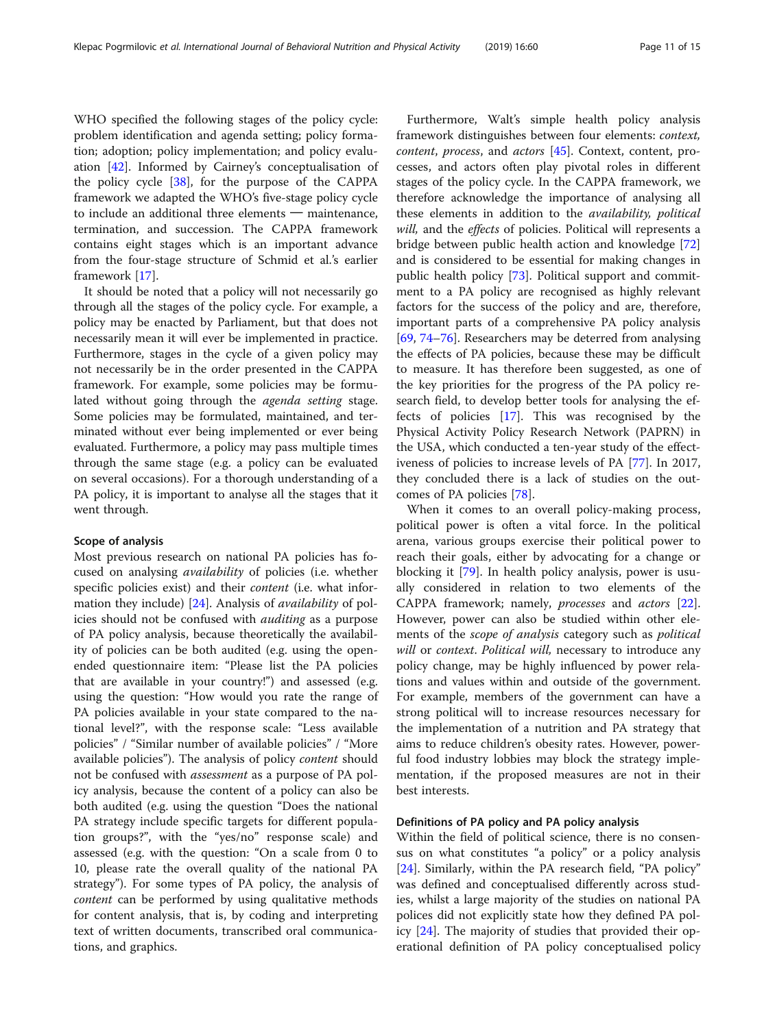WHO specified the following stages of the policy cycle: problem identification and agenda setting; policy formation; adoption; policy implementation; and policy evaluation [42]. Informed by Cairney's conceptualisation of the policy cycle [38], for the purpose of the CAPPA framework we adapted the WHO's five-stage policy cycle to include an additional three elements — maintenance, termination, and succession. The CAPPA framework contains eight stages which is an important advance from the four-stage structure of Schmid et al.'s earlier framework [17].

It should be noted that a policy will not necessarily go through all the stages of the policy cycle. For example, a policy may be enacted by Parliament, but that does not necessarily mean it will ever be implemented in practice. Furthermore, stages in the cycle of a given policy may not necessarily be in the order presented in the CAPPA framework. For example, some policies may be formulated without going through the *agenda setting* stage. Some policies may be formulated, maintained, and terminated without ever being implemented or ever being evaluated. Furthermore, a policy may pass multiple times through the same stage (e.g. a policy can be evaluated on several occasions). For a thorough understanding of a PA policy, it is important to analyse all the stages that it went through.

### Scope of analysis

Most previous research on national PA policies has focused on analysing *availability* of policies (i.e. whether specific policies exist) and their *content* (i.e. what information they include) [24]. Analysis of *availability* of policies should not be confused with *auditing* as a purpose of PA policy analysis, because theoretically the availability of policies can be both audited (e.g. using the open-ended questionnaire item: "Please list the PA policies that are available in your country!") and assessed (e.g. using the question: "How would you rate the range of PA policies available in your state compared to the national level?", with the response scale: "Less available policies" / "Similar number of available policies" / "More available policies"). The analysis of policy *content* should not be confused with *assessment* as a purpose of PA policy analysis, because the content of a policy can also be both audited (e.g. using the question "Does the national PA strategy include specific targets for different population groups?", with the "yes/no" response scale) and assessed (e.g. with the question: "On a scale from 0 to 10, please rate the overall quality of the national PA strategy"). For some types of PA policy, the analysis of *content* can be performed by using qualitative methods for content analysis, that is, by coding and interpreting text of written documents, transcribed oral communications, and graphics.

Furthermore, Walt's simple health policy analysis framework distinguishes between four elements: *context, content*, *process*, and *actors* [45]. Context, content, processes, and actors often play pivotal roles in different stages of the policy cycle. In the CAPPA framework, we therefore acknowledge the importance of analysing all these elements in addition to the *availability, political will*, and the *effects* of policies. Political will represents a bridge between public health action and knowledge [72] and is considered to be essential for making changes in public health policy [73]. Political support and commitment to a PA policy are recognised as highly relevant factors for the success of the policy and are, therefore, important parts of a comprehensive PA policy analysis [69, 74–76]. Researchers may be deterred from analysing the effects of PA policies, because these may be difficult to measure. It has therefore been suggested, as one of the key priorities for the progress of the PA policy research field, to develop better tools for analysing the effects of policies [17]. This was recognised by the Physical Activity Policy Research Network (PAPRN) in the USA, which conducted a ten-year study of the effectiveness of policies to increase levels of PA [77]. In 2017, they concluded there is a lack of studies on the outcomes of PA policies [78].

When it comes to an overall policy-making process, political power is often a vital force. In the political arena, various groups exercise their political power to reach their goals, either by advocating for a change or blocking it [79]. In health policy analysis, power is usually considered in relation to two elements of the CAPPA framework; namely, *processes* and *actors* [22]. However, power can also be studied within other elements of the *scope of analysis* category such as *political will* or *context*. *Political will*, necessary to introduce any policy change, may be highly influenced by power relations and values within and outside of the government. For example, members of the government can have a strong political will to increase resources necessary for the implementation of a nutrition and PA strategy that aims to reduce children's obesity rates. However, powerful food industry lobbies may block the strategy implementation, if the proposed measures are not in their best interests.

### Definitions of PA policy and PA policy analysis

Within the field of political science, there is no consensus on what constitutes "a policy" or a policy analysis [24]. Similarly, within the PA research field, "PA policy" was defined and conceptualised differently across studies, whilst a large majority of the studies on national PA polices did not explicitly state how they defined PA policy [24]. The majority of studies that provided their operational definition of PA policy conceptualised policy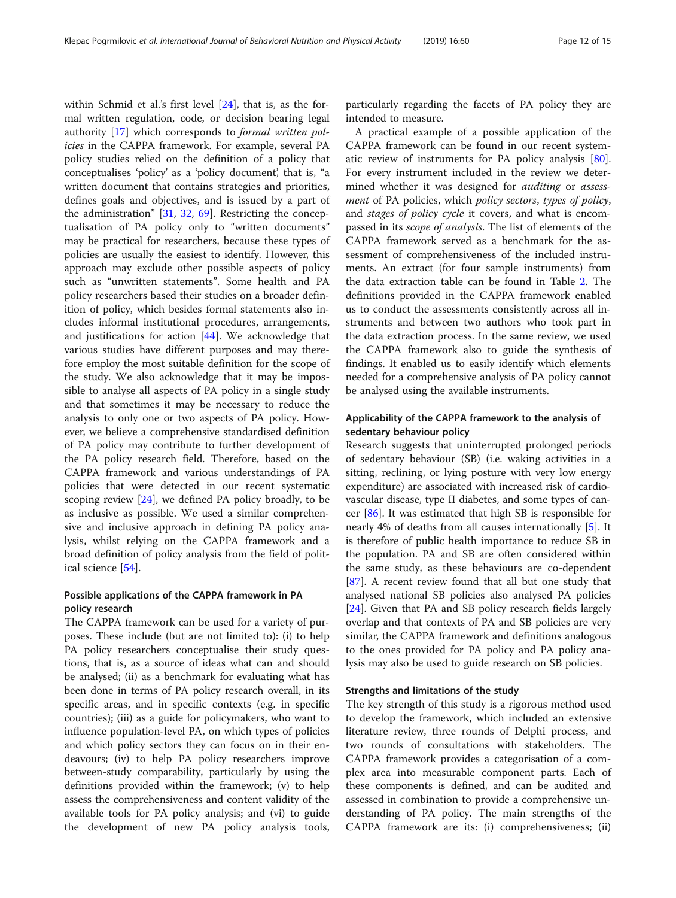within Schmid et al.'s first level [24], that is, as the formal written regulation, code, or decision bearing legal authority [17] which corresponds to *formal written policies* in the CAPPA framework. For example, several PA policy studies relied on the definition of a policy that conceptualises 'policy' as a 'policy document', that is, "a written document that contains strategies and priorities, defines goals and objectives, and is issued by a part of the administration" [31, 32, 69]. Restricting the conceptualisation of PA policy only to "written documents" may be practical for researchers, because these types of policies are usually the easiest to identify. However, this approach may exclude other possible aspects of policy such as "unwritten statements". Some health and PA policy researchers based their studies on a broader definition of policy, which besides formal statements also includes informal institutional procedures, arrangements, and justifications for action [44]. We acknowledge that various studies have different purposes and may therefore employ the most suitable definition for the scope of the study. We also acknowledge that it may be impossible to analyse all aspects of PA policy in a single study and that sometimes it may be necessary to reduce the analysis to only one or two aspects of PA policy. However, we believe a comprehensive standardised definition of PA policy may contribute to further development of the PA policy research field. Therefore, based on the CAPPA framework and various understandings of PA policies that were detected in our recent systematic scoping review [24], we defined PA policy broadly, to be as inclusive as possible. We used a similar comprehensive and inclusive approach in defining PA policy analysis, whilst relying on the CAPPA framework and a broad definition of policy analysis from the field of political science [54].

### Possible applications of the CAPPA framework in PA policy research

The CAPPA framework can be used for a variety of purposes. These include (but are not limited to): (i) to help PA policy researchers conceptualise their study questions, that is, as a source of ideas what can and should be analysed; (ii) as a benchmark for evaluating what has been done in terms of PA policy research overall, in its specific areas, and in specific contexts (e.g. in specific countries); (iii) as a guide for policymakers, who want to influence population-level PA, on which types of policies and which policy sectors they can focus on in their endeavours; (iv) to help PA policy researchers improve between-study comparability, particularly by using the definitions provided within the framework; (v) to help assess the comprehensiveness and content validity of the available tools for PA policy analysis; and (vi) to guide the development of new PA policy analysis tools, particularly regarding the facets of PA policy they are intended to measure.

A practical example of a possible application of the CAPPA framework can be found in our recent systematic review of instruments for PA policy analysis [80]. For every instrument included in the review we determined whether it was designed for *auditing* or *assessment* of PA policies, which *policy sectors*, *types of policy*, and *stages of policy cycle* it covers, and what is encompassed in its *scope of analysis*. The list of elements of the CAPPA framework served as a benchmark for the assessment of comprehensiveness of the included instruments. An extract (for four sample instruments) from the data extraction table can be found in Table 2. The definitions provided in the CAPPA framework enabled us to conduct the assessments consistently across all instruments and between two authors who took part in the data extraction process. In the same review, we used the CAPPA framework also to guide the synthesis of findings. It enabled us to easily identify which elements needed for a comprehensive analysis of PA policy cannot be analysed using the available instruments.

### Applicability of the CAPPA framework to the analysis of sedentary behaviour policy

Research suggests that uninterrupted prolonged periods of sedentary behaviour (SB) (i.e. waking activities in a sitting, reclining, or lying posture with very low energy expenditure) are associated with increased risk of cardiovascular disease, type II diabetes, and some types of cancer [86]. It was estimated that high SB is responsible for nearly 4% of deaths from all causes internationally [5]. It is therefore of public health importance to reduce SB in the population. PA and SB are often considered within the same study, as these behaviours are co-dependent [87]. A recent review found that all but one study that analysed national SB policies also analysed PA policies [24]. Given that PA and SB policy research fields largely overlap and that contexts of PA and SB policies are very similar, the CAPPA framework and definitions analogous to the ones provided for PA policy and PA policy analysis may also be used to guide research on SB policies.

### Strengths and limitations of the study

The key strength of this study is a rigorous method used to develop the framework, which included an extensive literature review, three rounds of Delphi process, and two rounds of consultations with stakeholders. The CAPPA framework provides a categorisation of a complex area into measurable component parts. Each of these components is defined, and can be audited and assessed in combination to provide a comprehensive understanding of PA policy. The main strengths of the CAPPA framework are its: (i) comprehensiveness; (ii)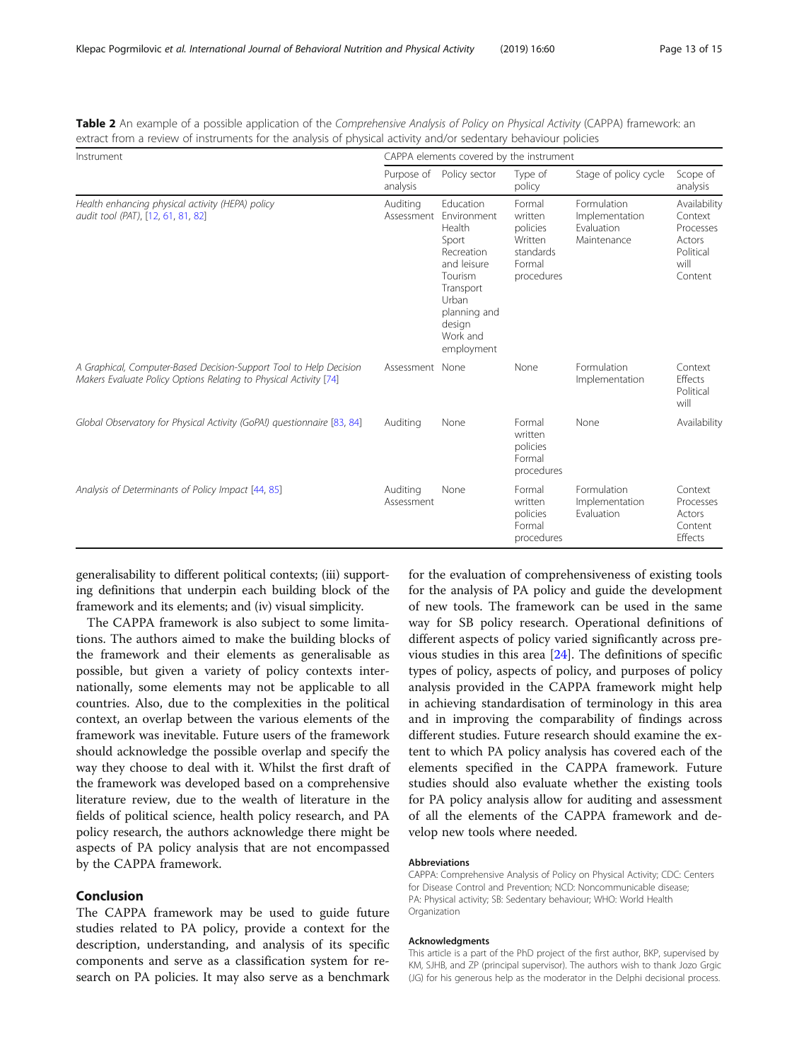**Table 2** An example of a possible application of the *Comprehensive Analysis of Policy on Physical Activity* (CAPPA) framework: an extract from a review of instruments for the analysis of physical activity and/or sedentary behaviour policies

| Instrument | CAPPA elements covered by the instrument | | | | |
|---|---|---|---|---|---|
| | Purpose of analysis | Policy sector | Type of policy | Stage of policy cycle | Scope of analysis |
| *Health enhancing physical activity (HEPA) policy audit tool (PAT)*, [12, 61, 81, 82] | Auditing Assessment | Education Environment Health Sport Recreation and leisure Tourism Transport Urban planning and design Work and employment | Formal written policies Written standards Formal procedures | Formulation Implementation Evaluation Maintenance | Availability Context Processes Actors Political will Content |
| *A Graphical, Computer-Based Decision-Support Tool to Help Decision Makers Evaluate Policy Options Relating to Physical Activity* [74] | Assessment | None | None | Formulation Implementation | Context Effects Political will |
| *Global Observatory for Physical Activity (GoPA!) questionnaire* [83, 84] | Auditing | None | Formal written policies Formal procedures | None | Availability |
| *Analysis of Determinants of Policy Impact* [44, 85] | Auditing Assessment | None | Formal written policies Formal procedures | Formulation Implementation Evaluation | Context Processes Actors Content Effects |

generalisability to different political contexts; (iii) supporting definitions that underpin each building block of the framework and its elements; and (iv) visual simplicity.

The CAPPA framework is also subject to some limitations. The authors aimed to make the building blocks of the framework and their elements as generalisable as possible, but given a variety of policy contexts internationally, some elements may not be applicable to all countries. Also, due to the complexities in the political context, an overlap between the various elements of the framework was inevitable. Future users of the framework should acknowledge the possible overlap and specify the way they choose to deal with it. Whilst the first draft of the framework was developed based on a comprehensive literature review, due to the wealth of literature in the fields of political science, health policy research, and PA policy research, the authors acknowledge there might be aspects of PA policy analysis that are not encompassed by the CAPPA framework.

## Conclusion

The CAPPA framework may be used to guide future studies related to PA policy, provide a context for the description, understanding, and analysis of its specific components and serve as a classification system for research on PA policies. It may also serve as a benchmark for the evaluation of comprehensiveness of existing tools for the analysis of PA policy and guide the development of new tools. The framework can be used in the same way for SB policy research. Operational definitions of different aspects of policy varied significantly across previous studies in this area [24]. The definitions of specific types of policy, aspects of policy, and purposes of policy analysis provided in the CAPPA framework might help in achieving standardisation of terminology in this area and in improving the comparability of findings across different studies. Future research should examine the extent to which PA policy analysis has covered each of the elements specified in the CAPPA framework. Future studies should also evaluate whether the existing tools for PA policy analysis allow for auditing and assessment of all the elements of the CAPPA framework and develop new tools where needed.

#### Abbreviations

CAPPA: Comprehensive Analysis of Policy on Physical Activity; CDC: Centers for Disease Control and Prevention; NCD: Noncommunicable disease; PA: Physical activity; SB: Sedentary behaviour; WHO: World Health Organization

#### Acknowledgments

This article is a part of the PhD project of the first author, BKP, supervised by KM, SJHB, and ZP (principal supervisor). The authors wish to thank Jozo Grgic (JG) for his generous help as the moderator in the Delphi decisional process.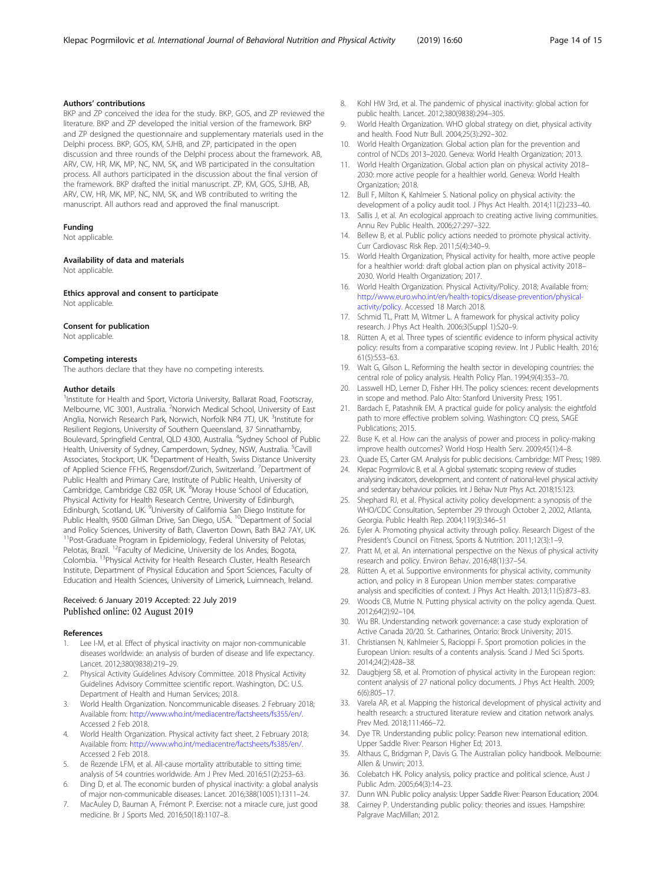### Authors' contributions

BKP and ZP conceived the idea for the study. BKP, GOS, and ZP reviewed the literature. BKP and ZP developed the initial version of the framework. BKP and ZP designed the questionnaire and supplementary materials used in the Delphi process. BKP, GOS, KM, SJHB, and ZP, participated in the open discussion and three rounds of the Delphi process about the framework. AB, ARV, CW, HR, MK, MP, NC, NM, SK, and WB participated in the consultation process. All authors participated in the discussion about the final version of the framework. BKP drafted the initial manuscript. ZP, KM, GOS, SJHB, AB, ARV, CW, HR, MK, MP, NC, NM, SK, and WB contributed to writing the manuscript. All authors read and approved the final manuscript.

### Funding

Not applicable.

### Availability of data and materials

Not applicable.

### Ethics approval and consent to participate

Not applicable.

### Consent for publication

Not applicable.

### Competing interests

The authors declare that they have no competing interests.

### Author details

[1]Institute for Health and Sport, Victoria University, Ballarat Road, Footscray, Melbourne, VIC 3001, Australia. [2]Norwich Medical School, University of East Anglia, Norwich Research Park, Norwich, Norfolk NR4 7TJ, UK. [3]Institute for Resilient Regions, University of Southern Queensland, 37 Sinnathamby, Boulevard, Springfield Central, QLD 4300, Australia. [4]Sydney School of Public Health, University of Sydney, Camperdown, Sydney, NSW, Australia. [5]Cavill Associates, Stockport, UK. [6]Department of Health, Swiss Distance University of Applied Science FFHS, Regensdorf/Zurich, Switzerland. [7]Department of Public Health and Primary Care, Institute of Public Health, University of Cambridge, Cambridge CB2 0SR, UK. [8]Moray House School of Education, Physical Activity for Health Research Centre, University of Edinburgh, Edinburgh, Scotland, UK. [9]University of California San Diego Institute for Public Health, 9500 Gilman Drive, San Diego, USA. [10]Department of Social and Policy Sciences, University of Bath, Claverton Down, Bath BA2 7AY, UK. [11]Post-Graduate Program in Epidemiology, Federal University of Pelotas, Pelotas, Brazil. [12]Faculty of Medicine, University de los Andes, Bogota, Colombia. [13]Physical Activity for Health Research Cluster, Health Research Institute, Department of Physical Education and Sport Sciences, Faculty of Education and Health Sciences, University of Limerick, Luimneach, Ireland.

Received: 6 January 2019 Accepted: 22 July 2019
Published online: 02 August 2019

### References

1. Lee I-M, et al. Effect of physical inactivity on major non-communicable diseases worldwide: an analysis of burden of disease and life expectancy. Lancet. 2012;380(9838):219–29.
2. Physical Activity Guidelines Advisory Committee. 2018 Physical Activity Guidelines Advisory Committee scientific report. Washington, DC: U.S. Department of Health and Human Services; 2018.
3. World Health Organization. Noncommunicable diseases. 2 February 2018; Available from: http://www.who.int/mediacentre/factsheets/fs355/en/. Accessed 2 Feb 2018.
4. World Health Organization. Physical activity fact sheet. 2 February 2018; Available from: http://www.who.int/mediacentre/factsheets/fs385/en/. Accessed 2 Feb 2018.
5. de Rezende LFM, et al. All-cause mortality attributable to sitting time: analysis of 54 countries worldwide. Am J Prev Med. 2016;51(2):253–63.
6. Ding D, et al. The economic burden of physical inactivity: a global analysis of major non-communicable diseases. Lancet. 2016;388(10051):1311–24.
7. MacAuley D, Bauman A, Frémont P. Exercise: not a miracle cure, just good medicine. Br J Sports Med. 2016;50(18):1107–8.
8. Kohl HW 3rd, et al. The pandemic of physical inactivity: global action for public health. Lancet. 2012;380(9838):294–305.
9. World Health Organization. WHO global strategy on diet, physical activity and health. Food Nutr Bull. 2004;25(3):292–302.
10. World Health Organization. Global action plan for the prevention and control of NCDs 2013–2020. Geneva: World Health Organization; 2013.
11. World Health Organization. Global action plan on physical activity 2018–2030: more active people for a healthier world. Geneva: World Health Organization; 2018.
12. Bull F, Milton K, Kahlmeier S. National policy on physical activity: the development of a policy audit tool. J Phys Act Health. 2014;11(2):233–40.
13. Sallis J, et al. An ecological approach to creating active living communities. Annu Rev Public Health. 2006;27:297–322.
14. Bellew B, et al. Public policy actions needed to promote physical activity. Curr Cardiovasc Risk Rep. 2011;5(4):340–9.
15. World Health Organization, Physical activity for health, more active people for a healthier world: draft global action plan on physical activity 2018–2030. World Health Organization; 2017.
16. World Health Organization. Physical Activity/Policy. 2018; Available from: http://www.euro.who.int/en/health-topics/disease-prevention/physical-activity/policy. Accessed 18 March 2018.
17. Schmid TL, Pratt M, Witmer L. A framework for physical activity policy research. J Phys Act Health. 2006;3(Suppl 1):S20–9.
18. Rütten A, et al. Three types of scientific evidence to inform physical activity policy: results from a comparative scoping review. Int J Public Health. 2016;61(5):553–63.
19. Walt G, Gilson L. Reforming the health sector in developing countries: the central role of policy analysis. Health Policy Plan. 1994;9(4):353–70.
20. Lasswell HD, Lerner D, Fisher HH. The policy sciences: recent developments in scope and method. Palo Alto: Stanford University Press; 1951.
21. Bardach E, Patashnik EM. A practical guide for policy analysis: the eightfold path to more effective problem solving. Washington: CQ press, SAGE Publications; 2015.
22. Buse K, et al. How can the analysis of power and process in policy-making improve health outcomes? World Hosp Health Serv. 2009;45(1):4–8.
23. Quade ES, Carter GM. Analysis for public decisions. Cambridge: MIT Press; 1989.
24. Klepac Pogrmilovic B, et al. A global systematic scoping review of studies analysing indicators, development, and content of national-level physical activity and sedentary behaviour policies. Int J Behav Nutr Phys Act. 2018;15:123.
25. Shephard RJ, et al. Physical activity policy development: a synopsis of the WHO/CDC Consultation, September 29 through October 2, 2002, Atlanta, Georgia. Public Health Rep. 2004;119(3):346–51
26. Eyler A. Promoting physical activity through policy. Research Digest of the President's Council on Fitness, Sports & Nutrition. 2011;12(3):1–9.
27. Pratt M, et al. An international perspective on the Nexus of physical activity research and policy. Environ Behav. 2016;48(1):37–54.
28. Rütten A, et al. Supportive environments for physical activity, community action, and policy in 8 European Union member states: comparative analysis and specificities of context. J Phys Act Health. 2013;11(5):873–83.
29. Woods CB, Mutrie N. Putting physical activity on the policy agenda. Quest. 2012;64(2):92–104.
30. Wu BR. Understanding network governance: a case study exploration of Active Canada 20/20. St. Catharines, Ontario: Brock University; 2015.
31. Christiansen N, Kahlmeier S, Racioppi F. Sport promotion policies in the European Union: results of a contents analysis. Scand J Med Sci Sports. 2014;24(2):428–38.
32. Daugbjerg SB, et al. Promotion of physical activity in the European region: content analysis of 27 national policy documents. J Phys Act Health. 2009;6(6):805–17.
33. Varela AR, et al. Mapping the historical development of physical activity and health research: a structured literature review and citation network analys. Prev Med. 2018;111:466–72.
34. Dye TR. Understanding public policy: Pearson new international edition. Upper Saddle River: Pearson Higher Ed; 2013.
35. Althaus C, Bridgman P, Davis G. The Australian policy handbook. Melbourne: Allen & Unwin; 2013.
36. Colebatch HK. Policy analysis, policy practice and political science. Aust J Public Adm. 2005;64(3):14–23.
37. Dunn WN. Public policy analysis: Upper Saddle River: Pearson Education; 2004.
38. Cairney P. Understanding public policy: theories and issues. Hampshire: Palgrave MacMillan; 2012.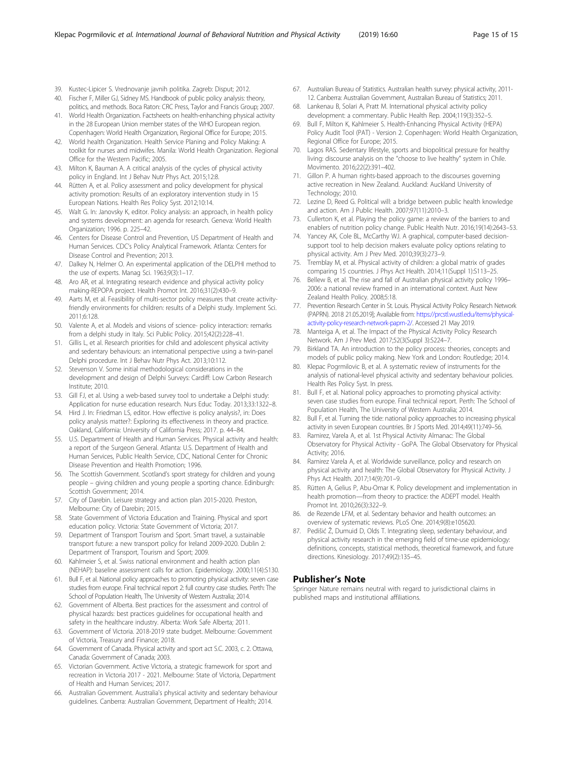39. Kustec-Lipicer S. Vrednovanje javnih politika. Zagreb: Disput; 2012.
40. Fischer F, Miller GJ, Sidney MS. Handbook of public policy analysis: theory, politics, and methods. Boca Raton: CRC Press, Taylor and Francis Group; 2007.
41. World Health Organization. Factsheets on health-enhancing physical activity in the 28 European Union member states of the WHO European region. Copenhagen: World Health Organization, Regional Office for Europe; 2015.
42. World health Organization. Health Service Planing and Policy Making: A toolkit for nurses and midwifes. Manila: World Health Organization. Regional Office for the Western Pacific; 2005.
43. Milton K, Bauman A. A critical analysis of the cycles of physical activity policy in England. Int J Behav Nutr Phys Act. 2015;12:8.
44. Rütten A, et al. Policy assessment and policy development for physical activity promotion: Results of an exploratory intervention study in 15 European Nations. Health Res Policy Syst. 2012;10:14.
45. Walt G. In: Janovsky K, editor. Policy analysis: an approach, in health policy and systems development: an agenda for research. Geneva: World Health Organization; 1996. p. 225–42.
46. Centers for Disease Control and Prevention, US Department of Health and Human Services. CDC's Policy Analytical Framework. Atlanta: Centers for Disease Control and Prevention; 2013.
47. Dalkey N, Helmer O. An experimental application of the DELPHI method to the use of experts. Manag Sci. 1963;9(3):1–17.
48. Aro AR, et al. Integrating research evidence and physical activity policy making-REPOPA project. Health Promot Int. 2016;31(2):430–9.
49. Aarts M, et al. Feasibility of multi-sector policy measures that create activity-friendly environments for children: results of a Delphi study. Implement Sci. 2011;6:128.
50. Valente A, et al. Models and visions of science- policy interaction: remarks from a delphi study in Italy. Sci Public Policy. 2015;42(2):228–41.
51. Gillis L, et al. Research priorities for child and adolescent physical activity and sedentary behaviours: an international perspective using a twin-panel Delphi procedure. Int J Behav Nutr Phys Act. 2013;10:112.
52. Stevenson V. Some initial methodological considerations in the development and design of Delphi Surveys: Cardiff: Low Carbon Research Institute; 2010.
53. Gill FJ, et al. Using a web-based survey tool to undertake a Delphi study: Application for nurse education research. Nurs Educ Today. 2013;33:1322–8.
54. Hird J. In: Friedman LS, editor. How effective is policy analysis?, in: Does policy analysis matter?: Exploring its effectiveness in theory and practice. Oakland, California: University of California Press; 2017. p. 44–84.
55. U.S. Department of Health and Human Services. Physical activity and health: a report of the Surgeon General. Atlanta: U.S. Department of Health and Human Services, Public Health Service, CDC, National Center for Chronic Disease Prevention and Health Promotion; 1996.
56. The Scottish Government. Scotland's sport strategy for children and young people – giving children and young people a sporting chance. Edinburgh: Scottish Government; 2014.
57. City of Darebin. Leisure strategy and action plan 2015-2020. Preston, Melbourne: City of Darebin; 2015.
58. State Government of Victoria Education and Training. Physical and sport education policy. Victoria: State Government of Victoria; 2017.
59. Department of Transport Tourism and Sport. Smart travel, a sustainable transport future: a new transport policy for Ireland 2009-2020. Dublin 2: Department of Transport, Tourism and Sport; 2009.
60. Kahlmeier S, et al. Swiss national environment and health action plan (NEHAP): baseline assessment calls for action. Epidemiology. 2000;11(4):S130.
61. Bull F, et al. National policy approaches to promoting physical activity: seven case studies from europe. Final technical report 2: full country case studies. Perth: The School of Population Health, The University of Western Australia; 2014.
62. Government of Alberta. Best practices for the assessment and control of physical hazards: best practices guidelines for occupational health and safety in the healthcare industry. Alberta: Work Safe Alberta; 2011.
63. Government of Victoria. 2018-2019 state budget. Melbourne: Government of Victoria, Treasury and Finance; 2018.
64. Government of Canada. Physical activity and sport act S.C. 2003, c. 2. Ottawa, Canada: Government of Canada; 2003.
65. Victorian Government. Active Victoria, a strategic framework for sport and recreation in Victoria 2017 - 2021. Melbourne: State of Victoria, Department of Health and Human Services; 2017.
66. Australian Government. Australia's physical activity and sedentary behaviour guidelines. Canberra: Australian Government, Department of Health; 2014.
67. Australian Bureau of Statistics. Australian health survey: physical activity, 2011-12. Canberra: Australian Government, Australian Bureau of Statistics; 2011.
68. Lankenau B, Solari A, Pratt M. International physical activity policy development: a commentary. Public Health Rep. 2004;119(3):352–5.
69. Bull F, Milton K, Kahlmeier S. Health-Enhancing Physical Activity (HEPA) Policy Audit Tool (PAT) - Version 2. Copenhagen: World Health Organization, Regional Office for Europe; 2015.
70. Lagos RAS. Sedentary lifestyle, sports and biopolitical pressure for healthy living: discourse analysis on the "choose to live healthy" system in Chile. Movimento. 2016;22(2):391–402.
71. Gillon P. A human rights-based approach to the discourses governing active recreation in New Zealand. Auckland: Auckland University of Technology; 2010.
72. Lezine D, Reed G. Political will: a bridge between public health knowledge and action. Am J Public Health. 2007;97(11):2010–3.
73. Cullerton K, et al. Playing the policy game: a review of the barriers to and enablers of nutrition policy change. Public Health Nutr. 2016;19(14):2643–53.
74. Yancey AK, Cole BL, McCarthy WJ. A graphical, computer-based decision-support tool to help decision makers evaluate policy options relating to physical activity. Am J Prev Med. 2010;39(3):273–9.
75. Tremblay M, et al. Physical activity of children: a global matrix of grades comparing 15 countries. J Phys Act Health. 2014;11(Suppl 1):S113–25.
76. Bellew B, et al. The rise and fall of Australian physical activity policy 1996–2006: a national review framed in an international context. Aust New Zealand Health Policy. 2008;5:18.
77. Prevention Research Center in St. Louis. Physical Activity Policy Research Network (PAPRN). 2018 21.05.2019]; Available from: https://prcstl.wustl.edu/items/physical-activity-policy-research-network-paprn-2/. Accessed 21 May 2019.
78. Manteiga A, et al. The Impact of the Physical Activity Policy Research Network. Am J Prev Med. 2017;52(3(Suppl 3):S224–7.
79. Birkland TA. An introduction to the policy process: theories, concepts and models of public policy making. New York and London: Routledge; 2014.
80. Klepac Pogrmilovic B, et al. A systematic review of instruments for the analysis of national-level physical activity and sedentary behaviour policies. Health Res Policy Syst. In press.
81. Bull F, et al. National policy approaches to promoting physical activity: seven case studies from europe. Final technical report. Perth: The School of Population Health, The University of Western Australia; 2014.
82. Bull F, et al. Turning the tide: national policy approaches to increasing physical activity in seven European countries. Br J Sports Med. 2014;49(11):749–56.
83. Ramirez, Varela A, et al. 1st Physical Activity Almanac: The Global Observatory for Physical Activity - GoPA. The Global Observatory for Physical Activity; 2016.
84. Ramirez Varela A, et al. Worldwide surveillance, policy and research on physical activity and health: The Global Observatory for Physical Activity. J Phys Act Health. 2017;14(9):701–9.
85. Rütten A, Gelius P, Abu-Omar K. Policy development and implementation in health promotion—from theory to practice: the ADEPT model. Health Promot Int. 2010;26(3):322–9.
86. de Rezende LFM, et al. Sedentary behavior and health outcomes: an overview of systematic reviews. PLoS One. 2014;9(8):e105620.
87. Pedišić Ž, Dumuid D, Olds T. Integrating sleep, sedentary behaviour, and physical activity research in the emerging field of time-use epidemiology: definitions, concepts, statistical methods, theoretical framework, and future directions. Kinesiology. 2017;49(2):135–45.

## Publisher's Note

Springer Nature remains neutral with regard to jurisdictional claims in published maps and institutional affiliations.